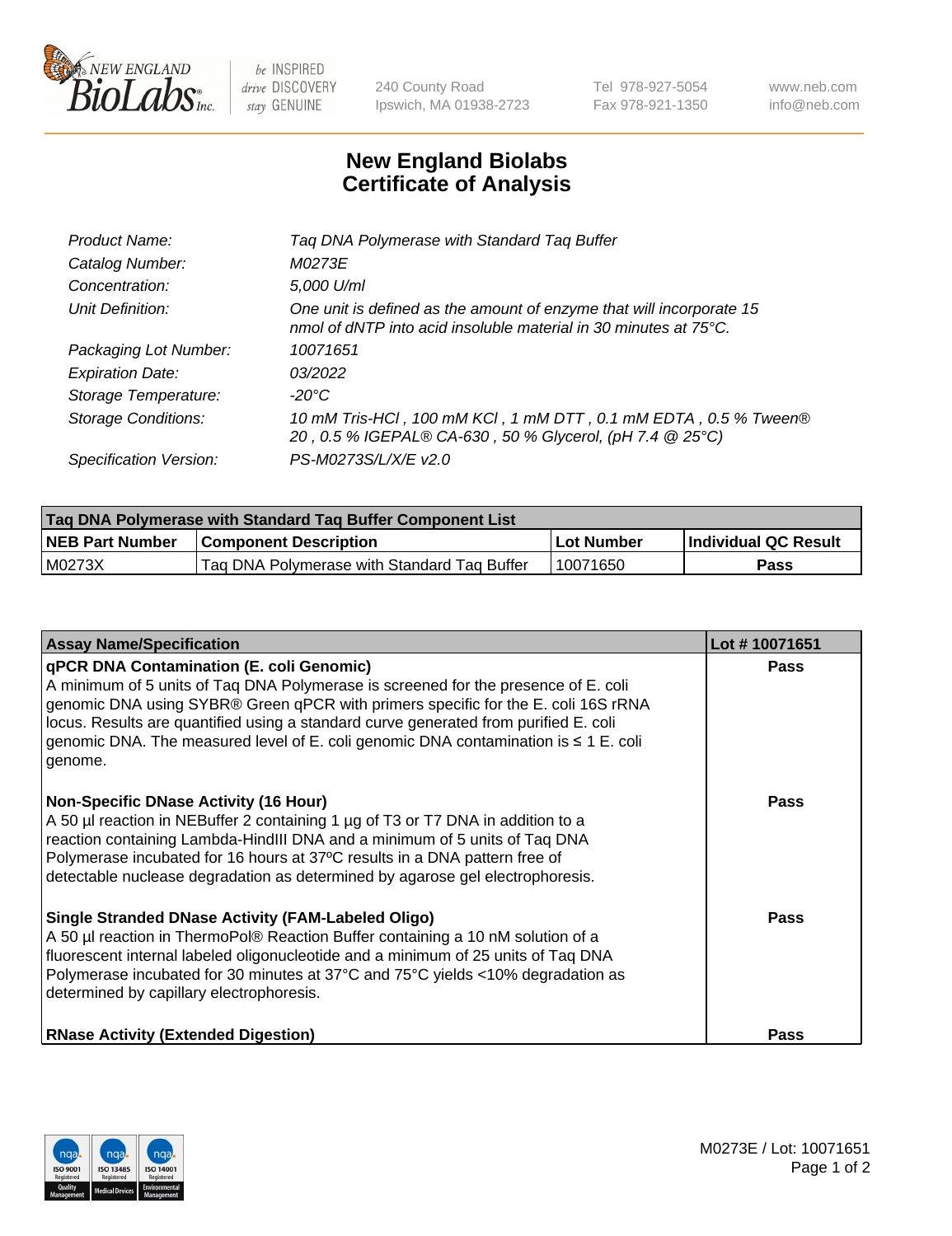# New England Biolabs Certificate of Analysis

| | |
|---|---|
| *Product Name:* | *Taq DNA Polymerase with Standard Taq Buffer* |
| *Catalog Number:* | *M0273E* |
| *Concentration:* | *5,000 U/ml* |
| *Unit Definition:* | *One unit is defined as the amount of enzyme that will incorporate 15 nmol of dNTP into acid insoluble material in 30 minutes at 75°C.* |
| *Packaging Lot Number:* | *10071651* |
| *Expiration Date:* | *03/2022* |
| *Storage Temperature:* | *-20°C* |
| *Storage Conditions:* | *10 mM Tris-HCl , 100 mM KCl , 1 mM DTT , 0.1 mM EDTA , 0.5 % Tween® 20 , 0.5 % IGEPAL® CA-630 , 50 % Glycerol, (pH 7.4 @ 25°C)* |
| *Specification Version:* | *PS-M0273S/L/X/E v2.0* |

| Taq DNA Polymerase with Standard Taq Buffer Component List | | | |
|---|---|---|---|
| **NEB Part Number** | **Component Description** | **Lot Number** | **Individual QC Result** |
| M0273X | Taq DNA Polymerase with Standard Taq Buffer | 10071650 | **Pass** |

| Assay Name/Specification | Lot # 10071651 |
|---|---|
| **qPCR DNA Contamination (E. coli Genomic)**<br>A minimum of 5 units of Taq DNA Polymerase is screened for the presence of E. coli genomic DNA using SYBR® Green qPCR with primers specific for the E. coli 16S rRNA locus. Results are quantified using a standard curve generated from purified E. coli genomic DNA. The measured level of E. coli genomic DNA contamination is ≤ 1 E. coli genome. | **Pass** |
| **Non-Specific DNase Activity (16 Hour)**<br>A 50 µl reaction in NEBuffer 2 containing 1 µg of T3 or T7 DNA in addition to a reaction containing Lambda-HindIII DNA and a minimum of 5 units of Taq DNA Polymerase incubated for 16 hours at 37ºC results in a DNA pattern free of detectable nuclease degradation as determined by agarose gel electrophoresis. | **Pass** |
| **Single Stranded DNase Activity (FAM-Labeled Oligo)**<br>A 50 µl reaction in ThermoPol® Reaction Buffer containing a 10 nM solution of a fluorescent internal labeled oligonucleotide and a minimum of 25 units of Taq DNA Polymerase incubated for 30 minutes at 37°C and 75°C yields <10% degradation as determined by capillary electrophoresis. | **Pass** |
| **RNase Activity (Extended Digestion)** | **Pass** |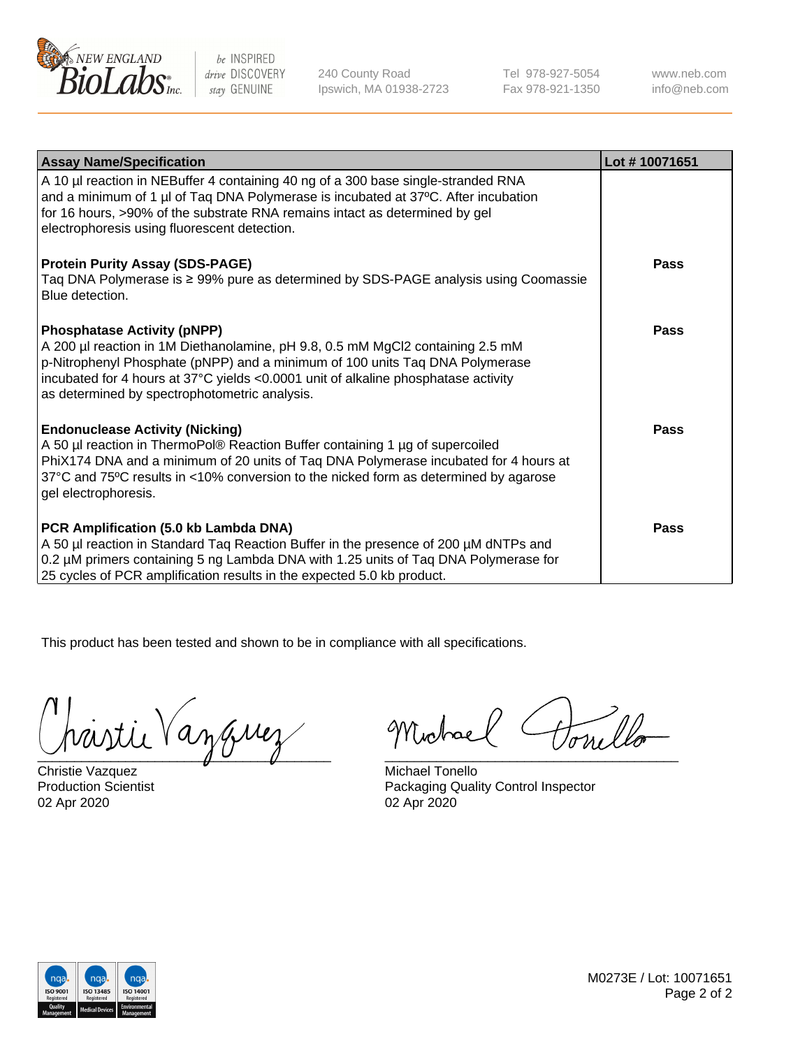| Assay Name/Specification | Lot # 10071651 |
| --- | --- |
| A 10 µl reaction in NEBuffer 4 containing 40 ng of a 300 base single-stranded RNA and a minimum of 1 µl of Taq DNA Polymerase is incubated at 37ºC. After incubation for 16 hours, >90% of the substrate RNA remains intact as determined by gel electrophoresis using fluorescent detection. | |
| **Protein Purity Assay (SDS-PAGE)**<br>Taq DNA Polymerase is ≥ 99% pure as determined by SDS-PAGE analysis using Coomassie Blue detection. | **Pass** |
| **Phosphatase Activity (pNPP)**<br>A 200 µl reaction in 1M Diethanolamine, pH 9.8, 0.5 mM $MgCl_2$ containing 2.5 mM p-Nitrophenyl Phosphate (pNPP) and a minimum of 100 units Taq DNA Polymerase incubated for 4 hours at 37°C yields <0.0001 unit of alkaline phosphatase activity as determined by spectrophotometric analysis. | **Pass** |
| **Endonuclease Activity (Nicking)**<br>A 50 µl reaction in ThermoPol® Reaction Buffer containing 1 µg of supercoiled PhiX174 DNA and a minimum of 20 units of Taq DNA Polymerase incubated for 4 hours at 37°C and 75ºC results in <10% conversion to the nicked form as determined by agarose gel electrophoresis. | **Pass** |
| **PCR Amplification (5.0 kb Lambda DNA)**<br>A 50 µl reaction in Standard Taq Reaction Buffer in the presence of 200 µM dNTPs and 0.2 µM primers containing 5 ng Lambda DNA with 1.25 units of Taq DNA Polymerase for 25 cycles of PCR amplification results in the expected 5.0 kb product. | **Pass** |

This product has been tested and shown to be in compliance with all specifications.

Christie Vazquez
Production Scientist
02 Apr 2020

Michael Tonello
Packaging Quality Control Inspector
02 Apr 2020

M0273E / Lot: 10071651